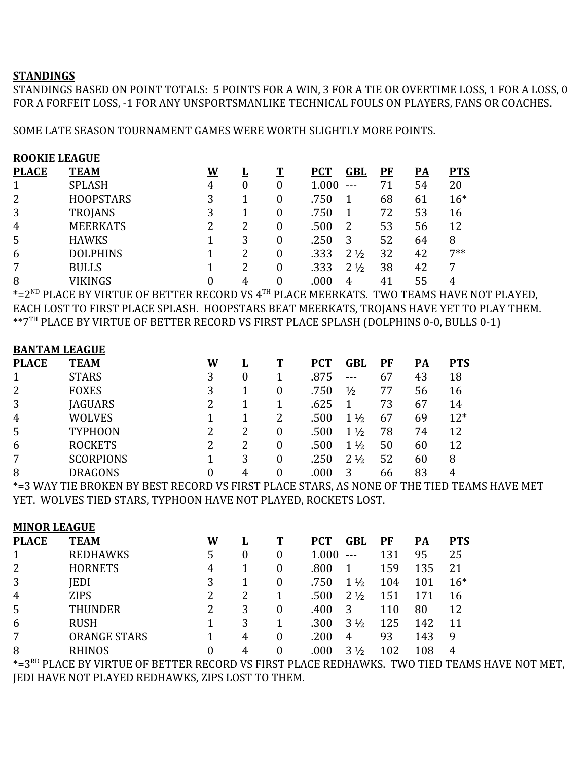**STANDINGS**

STANDINGS BASED ON POINT TOTALS: 5 POINTS FOR A WIN, 3 FOR A TIE OR OVERTIME LOSS, 1 FOR A LOSS, 0 FOR A FORFEIT LOSS, -1 FOR ANY UNSPORTSMANLIKE TECHNICAL FOULS ON PLAYERS, FANS OR COACHES.

SOME LATE SEASON TOURNAMENT GAMES WERE WORTH SLIGHTLY MORE POINTS.

**ROOKIE LEAGUE**

| PLACE | TEAM | W | L | T | PCT | GBL | PF | PA | PTS |
|---|---|---|---|---|---|---|---|---|---|
| 1 | SPLASH | 4 | 0 | 0 | 1.000 | --- | 71 | 54 | 20 |
| 2 | HOOPSTARS | 3 | 1 | 0 | .750 | 1 | 68 | 61 | 16* |
| 3 | TROJANS | 3 | 1 | 0 | .750 | 1 | 72 | 53 | 16 |
| 4 | MEERKATS | 2 | 2 | 0 | .500 | 2 | 53 | 56 | 12 |
| 5 | HAWKS | 1 | 3 | 0 | .250 | 3 | 52 | 64 | 8 |
| 6 | DOLPHINS | 1 | 2 | 0 | .333 | 2 ½ | 32 | 42 | 7** |
| 7 | BULLS | 1 | 2 | 0 | .333 | 2 ½ | 38 | 42 | 7 |
| 8 | VIKINGS | 0 | 4 | 0 | .000 | 4 | 41 | 55 | 4 |

*=2ND PLACE BY VIRTUE OF BETTER RECORD VS 4TH PLACE MEERKATS. TWO TEAMS HAVE NOT PLAYED, EACH LOST TO FIRST PLACE SPLASH. HOOPSTARS BEAT MEERKATS, TROJANS HAVE YET TO PLAY THEM.
**7TH PLACE BY VIRTUE OF BETTER RECORD VS FIRST PLACE SPLASH (DOLPHINS 0-0, BULLS 0-1)

**BANTAM LEAGUE**

| PLACE | TEAM | W | L | T | PCT | GBL | PF | PA | PTS |
|---|---|---|---|---|---|---|---|---|---|
| 1 | STARS | 3 | 0 | 1 | .875 | --- | 67 | 43 | 18 |
| 2 | FOXES | 3 | 1 | 0 | .750 | ½ | 77 | 56 | 16 |
| 3 | JAGUARS | 2 | 1 | 1 | .625 | 1 | 73 | 67 | 14 |
| 4 | WOLVES | 1 | 1 | 2 | .500 | 1 ½ | 67 | 69 | 12* |
| 5 | TYPHOON | 2 | 2 | 0 | .500 | 1 ½ | 78 | 74 | 12 |
| 6 | ROCKETS | 2 | 2 | 0 | .500 | 1 ½ | 50 | 60 | 12 |
| 7 | SCORPIONS | 1 | 3 | 0 | .250 | 2 ½ | 52 | 60 | 8 |
| 8 | DRAGONS | 0 | 4 | 0 | .000 | 3 | 66 | 83 | 4 |

*=3 WAY TIE BROKEN BY BEST RECORD VS FIRST PLACE STARS, AS NONE OF THE TIED TEAMS HAVE MET YET. WOLVES TIED STARS, TYPHOON HAVE NOT PLAYED, ROCKETS LOST.

**MINOR LEAGUE**

| PLACE | TEAM | W | L | T | PCT | GBL | PF | PA | PTS |
|---|---|---|---|---|---|---|---|---|---|
| 1 | REDHAWKS | 5 | 0 | 0 | 1.000 | --- | 131 | 95 | 25 |
| 2 | HORNETS | 4 | 1 | 0 | .800 | 1 | 159 | 135 | 21 |
| 3 | JEDI | 3 | 1 | 0 | .750 | 1 ½ | 104 | 101 | 16* |
| 4 | ZIPS | 2 | 2 | 1 | .500 | 2 ½ | 151 | 171 | 16 |
| 5 | THUNDER | 2 | 3 | 0 | .400 | 3 | 110 | 80 | 12 |
| 6 | RUSH | 1 | 3 | 1 | .300 | 3 ½ | 125 | 142 | 11 |
| 7 | ORANGE STARS | 1 | 4 | 0 | .200 | 4 | 93 | 143 | 9 |
| 8 | RHINOS | 0 | 4 | 0 | .000 | 3 ½ | 102 | 108 | 4 |

*=3RD PLACE BY VIRTUE OF BETTER RECORD VS FIRST PLACE REDHAWKS. TWO TIED TEAMS HAVE NOT MET, JEDI HAVE NOT PLAYED REDHAWKS, ZIPS LOST TO THEM.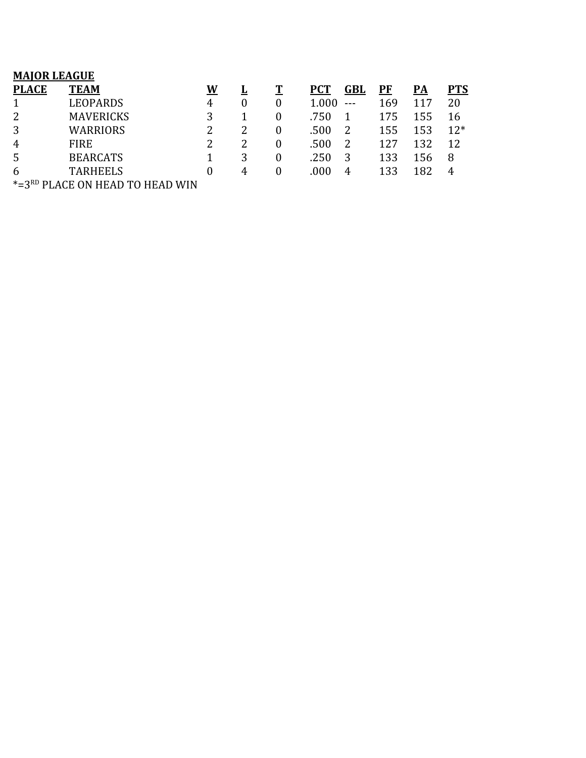**MAJOR LEAGUE**

| PLACE | TEAM | W | L | T | PCT | GBL | PF | PA | PTS |
|---|---|---|---|---|---|---|---|---|---|
| 1 | LEOPARDS | 4 | 0 | 0 | 1.000 | --- | 169 | 117 | 20 |
| 2 | MAVERICKS | 3 | 1 | 0 | .750 | 1 | 175 | 155 | 16 |
| 3 | WARRIORS | 2 | 2 | 0 | .500 | 2 | 155 | 153 | 12* |
| 4 | FIRE | 2 | 2 | 0 | .500 | 2 | 127 | 132 | 12 |
| 5 | BEARCATS | 1 | 3 | 0 | .250 | 3 | 133 | 156 | 8 |
| 6 | TARHEELS | 0 | 4 | 0 | .000 | 4 | 133 | 182 | 4 |

*=3RD PLACE ON HEAD TO HEAD WIN